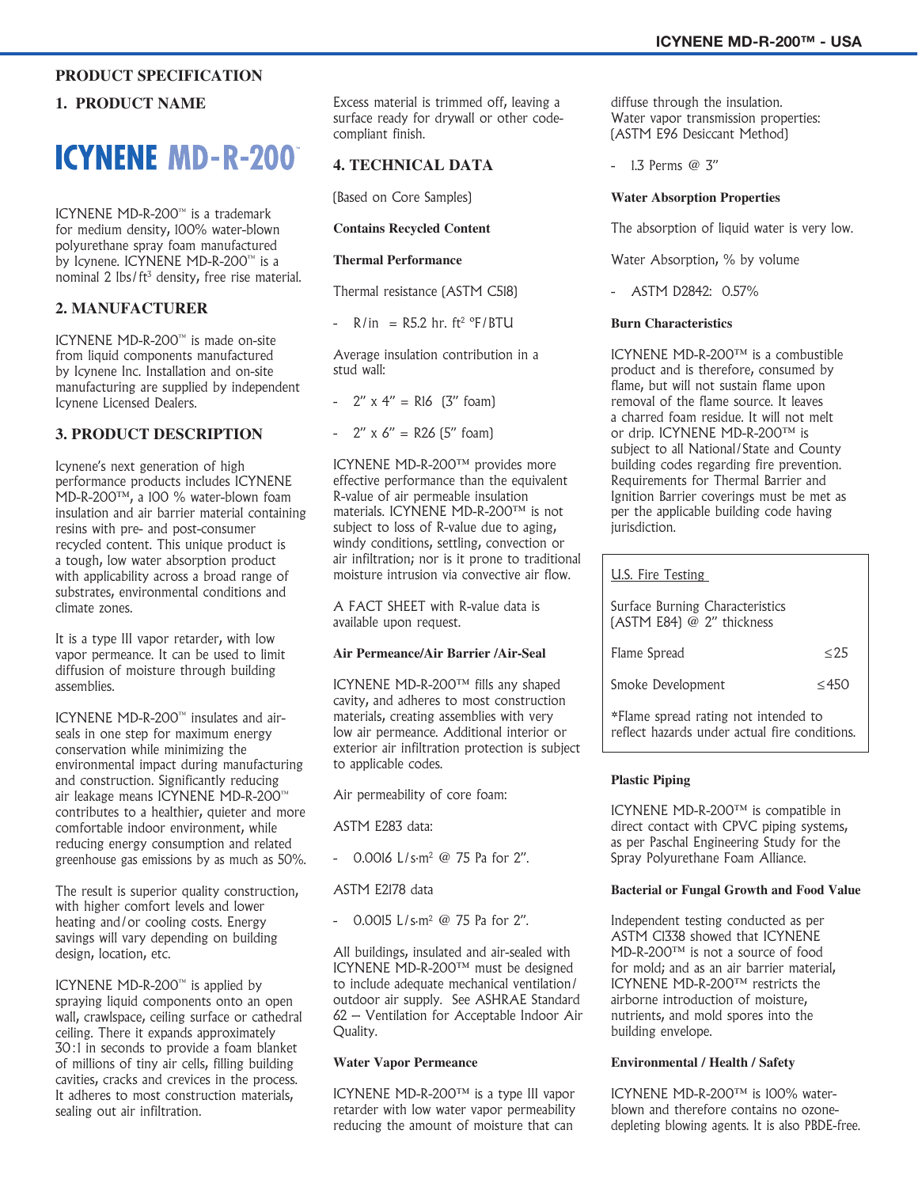# PRODUCT SPECIFICATION

## 1. PRODUCT NAME

# ICYNENE MD-R-200™

ICYNENE MD-R-200™ is a trademark for medium density, 100% water-blown polyurethane spray foam manufactured by Icynene. ICYNENE MD-R-200™ is a nominal 2 lbs/ft$^3$ density, free rise material.

## 2. MANUFACTURER

ICYNENE MD-R-200™ is made on-site from liquid components manufactured by Icynene Inc. Installation and on-site manufacturing are supplied by independent Icynene Licensed Dealers.

## 3. PRODUCT DESCRIPTION

Icynene's next generation of high performance products includes ICYNENE MD-R-200™, a 100 % water-blown foam insulation and air barrier material containing resins with pre- and post-consumer recycled content. This unique product is a tough, low water absorption product with applicability across a broad range of substrates, environmental conditions and climate zones.

It is a type III vapor retarder, with low vapor permeance. It can be used to limit diffusion of moisture through building assemblies.

ICYNENE MD-R-200™ insulates and air-seals in one step for maximum energy conservation while minimizing the environmental impact during manufacturing and construction. Significantly reducing air leakage means ICYNENE MD-R-200™ contributes to a healthier, quieter and more comfortable indoor environment, while reducing energy consumption and related greenhouse gas emissions by as much as 50%.

The result is superior quality construction, with higher comfort levels and lower heating and/or cooling costs. Energy savings will vary depending on building design, location, etc.

ICYNENE MD-R-200™ is applied by spraying liquid components onto an open wall, crawlspace, ceiling surface or cathedral ceiling. There it expands approximately 30:1 in seconds to provide a foam blanket of millions of tiny air cells, filling building cavities, cracks and crevices in the process. It adheres to most construction materials, sealing out air infiltration. Excess material is trimmed off, leaving a surface ready for drywall or other code-compliant finish.

## 4. TECHNICAL DATA

(Based on Core Samples)

**Contains Recycled Content**

**Thermal Performance**

Thermal resistance (ASTM C518)

- R/in = R5.2 hr. ft$^2$ °F/BTU

Average insulation contribution in a stud wall:

- 2" x 4" = R16 (3" foam)
- 2" x 6" = R26 (5" foam)

ICYNENE MD-R-200™ provides more effective performance than the equivalent R-value of air permeable insulation materials. ICYNENE MD-R-200™ is not subject to loss of R-value due to aging, windy conditions, settling, convection or air infiltration; nor is it prone to traditional moisture intrusion via convective air flow.

A FACT SHEET with R-value data is available upon request.

**Air Permeance/Air Barrier /Air-Seal**

ICYNENE MD-R-200™ fills any shaped cavity, and adheres to most construction materials, creating assemblies with very low air permeance. Additional interior or exterior air infiltration protection is subject to applicable codes.

Air permeability of core foam:

ASTM E283 data:

- 0.0016 L/s·m$^2$ @ 75 Pa for 2".

ASTM E2178 data

- 0.0015 L/s·m$^2$ @ 75 Pa for 2".

All buildings, insulated and air-sealed with ICYNENE MD-R-200™ must be designed to include adequate mechanical ventilation/outdoor air supply. See ASHRAE Standard 62 – Ventilation for Acceptable Indoor Air Quality.

**Water Vapor Permeance**

ICYNENE MD-R-200™ is a type III vapor retarder with low water vapor permeability reducing the amount of moisture that can diffuse through the insulation.
Water vapor transmission properties: (ASTM E96 Desiccant Method)

- 1.3 Perms @ 3"

**Water Absorption Properties**

The absorption of liquid water is very low.

Water Absorption, % by volume

- ASTM D2842: 0.57%

**Burn Characteristics**

ICYNENE MD-R-200™ is a combustible product and is therefore, consumed by flame, but will not sustain flame upon removal of the flame source. It leaves a charred foam residue. It will not melt or drip. ICYNENE MD-R-200™ is subject to all National/State and County building codes regarding fire prevention. Requirements for Thermal Barrier and Ignition Barrier coverings must be met as per the applicable building code having jurisdiction.

U.S. Fire Testing

Surface Burning Characteristics (ASTM E84) @ 2" thickness

| | |
|---|---|
| Flame Spread | ≤25 |
| Smoke Development | ≤450 |

*Flame spread rating not intended to reflect hazards under actual fire conditions.

**Plastic Piping**

ICYNENE MD-R-200™ is compatible in direct contact with CPVC piping systems, as per Paschal Engineering Study for the Spray Polyurethane Foam Alliance.

**Bacterial or Fungal Growth and Food Value**

Independent testing conducted as per ASTM C1338 showed that ICYNENE MD-R-200™ is not a source of food for mold; and as an air barrier material, ICYNENE MD-R-200™ restricts the airborne introduction of moisture, nutrients, and mold spores into the building envelope.

**Environmental / Health / Safety**

ICYNENE MD-R-200™ is 100% water-blown and therefore contains no ozone-depleting blowing agents. It is also PBDE-free.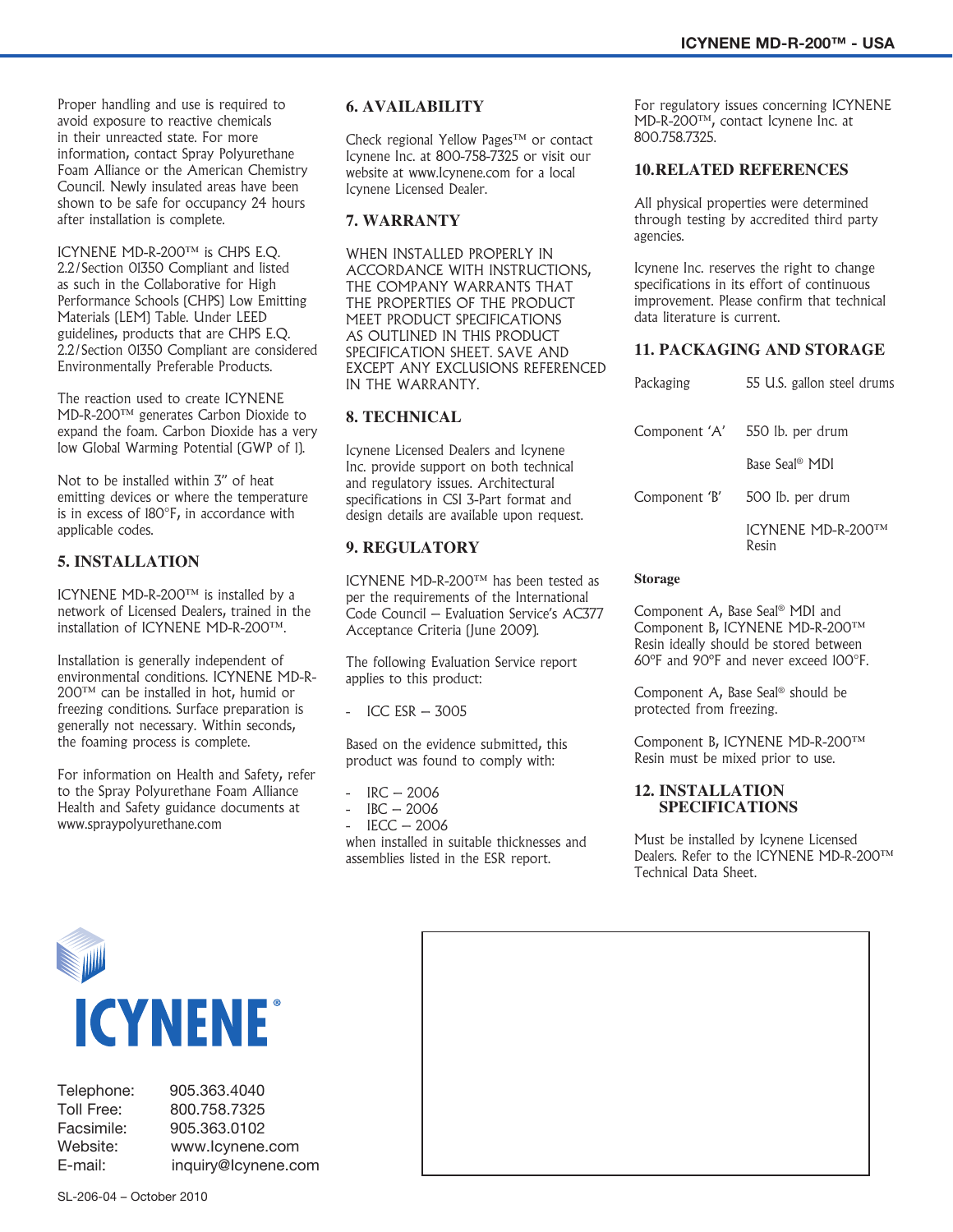Proper handling and use is required to avoid exposure to reactive chemicals in their unreacted state. For more information, contact Spray Polyurethane Foam Alliance or the American Chemistry Council. Newly insulated areas have been shown to be safe for occupancy 24 hours after installation is complete.

ICYNENE MD-R-200™ is CHPS E.Q. 2.2/Section 01350 Compliant and listed as such in the Collaborative for High Performance Schools (CHPS) Low Emitting Materials (LEM) Table. Under LEED guidelines, products that are CHPS E.Q. 2.2/Section 01350 Compliant are considered Environmentally Preferable Products.

The reaction used to create ICYNENE MD-R-200™ generates Carbon Dioxide to expand the foam. Carbon Dioxide has a very low Global Warming Potential (GWP of 1).

Not to be installed within 3" of heat emitting devices or where the temperature is in excess of 180°F, in accordance with applicable codes.

## 5. INSTALLATION

ICYNENE MD-R-200™ is installed by a network of Licensed Dealers, trained in the installation of ICYNENE MD-R-200™.

Installation is generally independent of environmental conditions. ICYNENE MD-R-200™ can be installed in hot, humid or freezing conditions. Surface preparation is generally not necessary. Within seconds, the foaming process is complete.

For information on Health and Safety, refer to the Spray Polyurethane Foam Alliance Health and Safety guidance documents at www.spraypolyurethane.com

## 6. AVAILABILITY

Check regional Yellow Pages™ or contact Icynene Inc. at 800-758-7325 or visit our website at www.Icynene.com for a local Icynene Licensed Dealer.

## 7. WARRANTY

WHEN INSTALLED PROPERLY IN ACCORDANCE WITH INSTRUCTIONS, THE COMPANY WARRANTS THAT THE PROPERTIES OF THE PRODUCT MEET PRODUCT SPECIFICATIONS AS OUTLINED IN THIS PRODUCT SPECIFICATION SHEET. SAVE AND EXCEPT ANY EXCLUSIONS REFERENCED IN THE WARRANTY.

## 8. TECHNICAL

Icynene Licensed Dealers and Icynene Inc. provide support on both technical and regulatory issues. Architectural specifications in CSI 3-Part format and design details are available upon request.

## 9. REGULATORY

ICYNENE MD-R-200™ has been tested as per the requirements of the International Code Council – Evaluation Service's AC377 Acceptance Criteria (June 2009).

The following Evaluation Service report applies to this product:

- ICC ESR – 3005

Based on the evidence submitted, this product was found to comply with:

- IRC – 2006
- IBC – 2006
- IECC – 2006

when installed in suitable thicknesses and assemblies listed in the ESR report.

For regulatory issues concerning ICYNENE MD-R-200™, contact Icynene Inc. at 800.758.7325.

## 10. RELATED REFERENCES

All physical properties were determined through testing by accredited third party agencies.

Icynene Inc. reserves the right to change specifications in its effort of continuous improvement. Please confirm that technical data literature is current.

## 11. PACKAGING AND STORAGE

| | |
|---|---|
| Packaging | 55 U.S. gallon steel drums |
| Component 'A' | 550 lb. per drum |
| | Base Seal® MDI |
| Component 'B' | 500 lb. per drum |
| | ICYNENE MD-R-200™ Resin |

**Storage**

Component A, Base Seal® MDI and Component B, ICYNENE MD-R-200™ Resin ideally should be stored between 60°F and 90°F and never exceed 100°F.

Component A, Base Seal® should be protected from freezing.

Component B, ICYNENE MD-R-200™ Resin must be mixed prior to use.

## 12. INSTALLATION SPECIFICATIONS

Must be installed by Icynene Licensed Dealers. Refer to the ICYNENE MD-R-200™ Technical Data Sheet.

ICYNENE®

| | |
|---|---|
| Telephone: | 905.363.4040 |
| Toll Free: | 800.758.7325 |
| Facsimile: | 905.363.0102 |
| Website: | www.Icynene.com |
| E-mail: | inquiry@Icynene.com |

SL-206-04 – October 2010